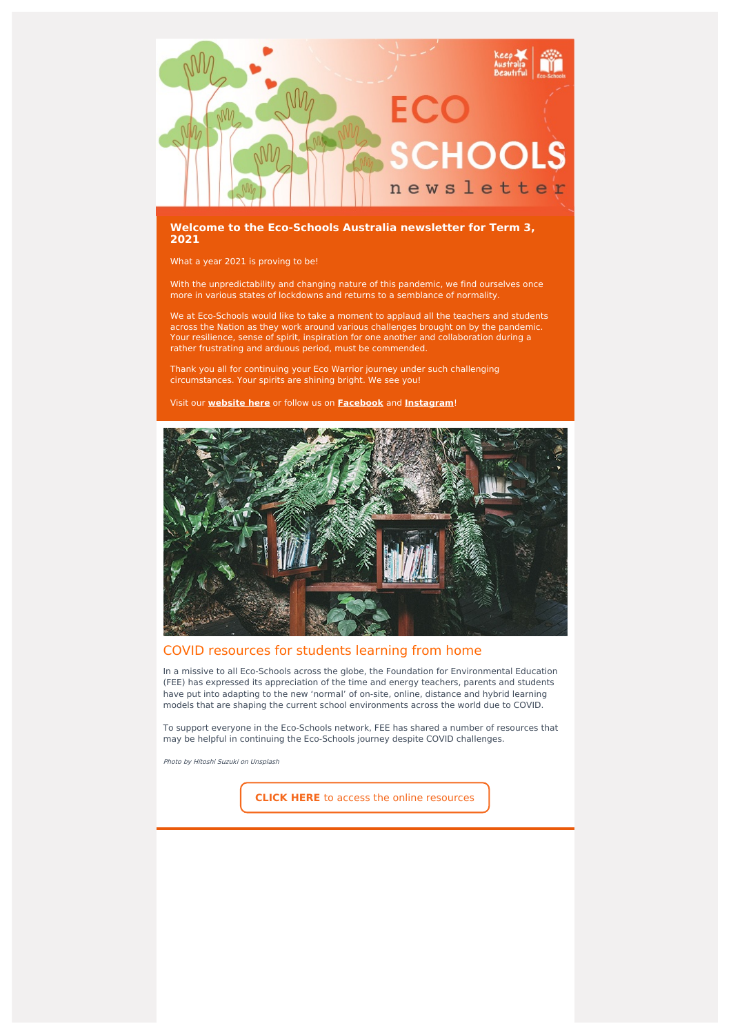# ECO SCHOOLS newsletter

**Welcome to the Eco-Schools Australia newsletter for Term 3, 2021**

What a year 2021 is proving to be!

With the unpredictability and changing nature of this pandemic, we find ourselves once more in various states of lockdowns and returns to a semblance of normality.

We at Eco-Schools would like to take a moment to applaud all the teachers and students across the Nation as they work around various challenges brought on by the pandemic. Your resilience, sense of spirit, inspiration for one another and collaboration during a rather frustrating and arduous period, must be commended.

Thank you all for continuing your Eco Warrior journey under such challenging circumstances. Your spirits are shining bright. We see you!

Visit our **website here** or follow us on **Facebook** and **Instagram**!

## COVID resources for students learning from home

In a missive to all Eco-Schools across the globe, the Foundation for Environmental Education (FEE) has expressed its appreciation of the time and energy teachers, parents and students have put into adapting to the new 'normal' of on-site, online, distance and hybrid learning models that are shaping the current school environments across the world due to COVID.

To support everyone in the Eco-Schools network, FEE has shared a number of resources that may be helpful in continuing the Eco-Schools journey despite COVID challenges.

*Photo by Hitoshi Suzuki on Unsplash*

**CLICK HERE** to access the online resources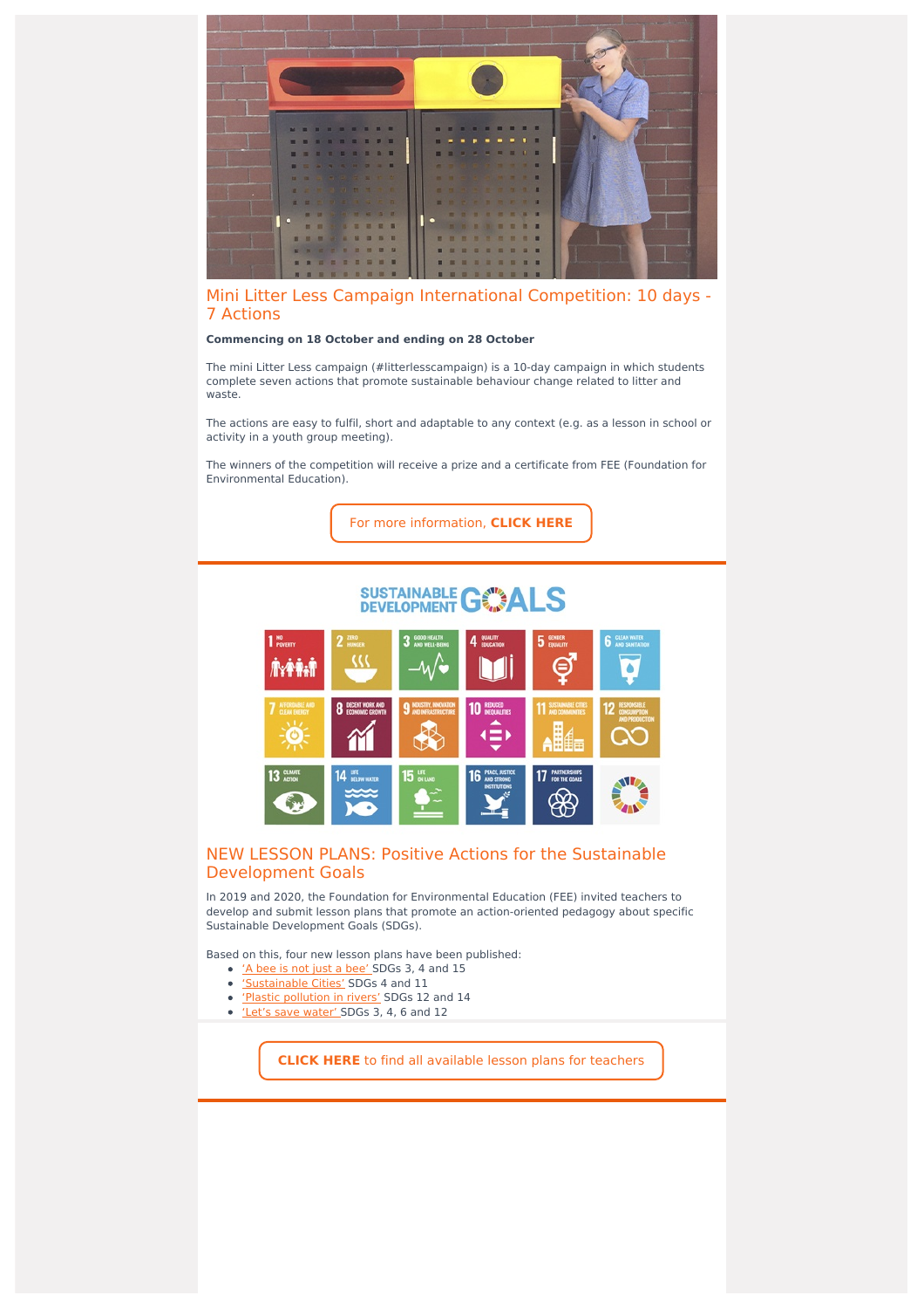## Mini Litter Less Campaign International Competition: 10 days - 7 Actions

**Commencing on 18 October and ending on 28 October**

The mini Litter Less campaign (#litterlesscampaign) is a 10-day campaign in which students complete seven actions that promote sustainable behaviour change related to litter and waste.

The actions are easy to fulfil, short and adaptable to any context (e.g. as a lesson in school or activity in a youth group meeting).

The winners of the competition will receive a prize and a certificate from FEE (Foundation for Environmental Education).

For more information, **CLICK HERE**

## NEW LESSON PLANS: Positive Actions for the Sustainable Development Goals

In 2019 and 2020, the Foundation for Environmental Education (FEE) invited teachers to develop and submit lesson plans that promote an action-oriented pedagogy about specific Sustainable Development Goals (SDGs).

Based on this, four new lesson plans have been published:

- 'A bee is not just a bee' SDGs 3, 4 and 15
- 'Sustainable Cities' SDGs 4 and 11
- 'Plastic pollution in rivers' SDGs 12 and 14
- 'Let's save water' SDGs 3, 4, 6 and 12

**CLICK HERE** to find all available lesson plans for teachers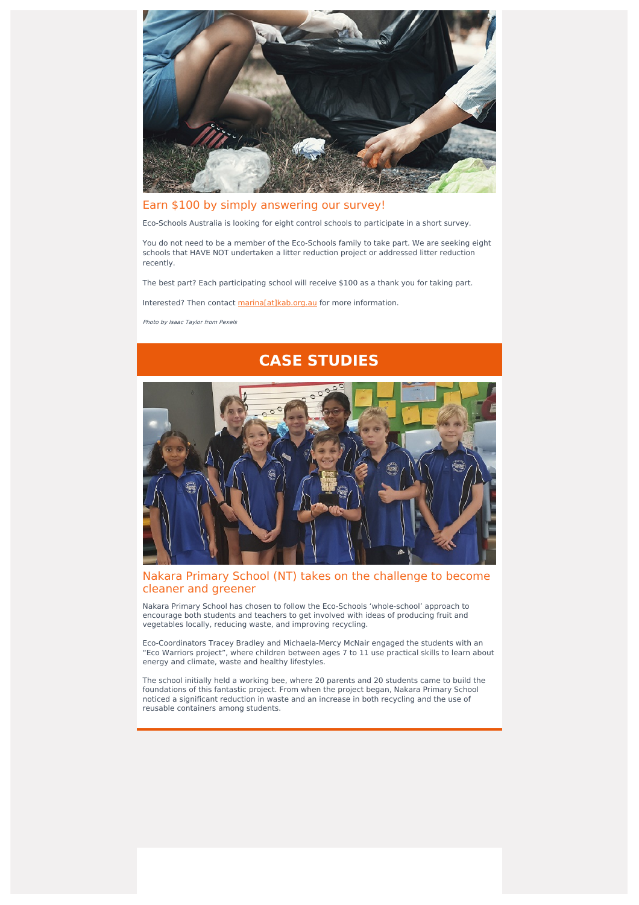## Earn $100 by simply answering our survey!

Eco-Schools Australia is looking for eight control schools to participate in a short survey.

You do not need to be a member of the Eco-Schools family to take part. We are seeking eight schools that HAVE NOT undertaken a litter reduction project or addressed litter reduction recently.

The best part? Each participating school will receive $100 as a thank you for taking part.

Interested? Then contact marina[at]kab.org.au for more information.

*Photo by Isaac Taylor from Pexels*

# CASE STUDIES

## Nakara Primary School (NT) takes on the challenge to become cleaner and greener

Nakara Primary School has chosen to follow the Eco-Schools 'whole-school' approach to encourage both students and teachers to get involved with ideas of producing fruit and vegetables locally, reducing waste, and improving recycling.

Eco-Coordinators Tracey Bradley and Michaela-Mercy McNair engaged the students with an "Eco Warriors project", where children between ages 7 to 11 use practical skills to learn about energy and climate, waste and healthy lifestyles.

The school initially held a working bee, where 20 parents and 20 students came to build the foundations of this fantastic project. From when the project began, Nakara Primary School noticed a significant reduction in waste and an increase in both recycling and the use of reusable containers among students.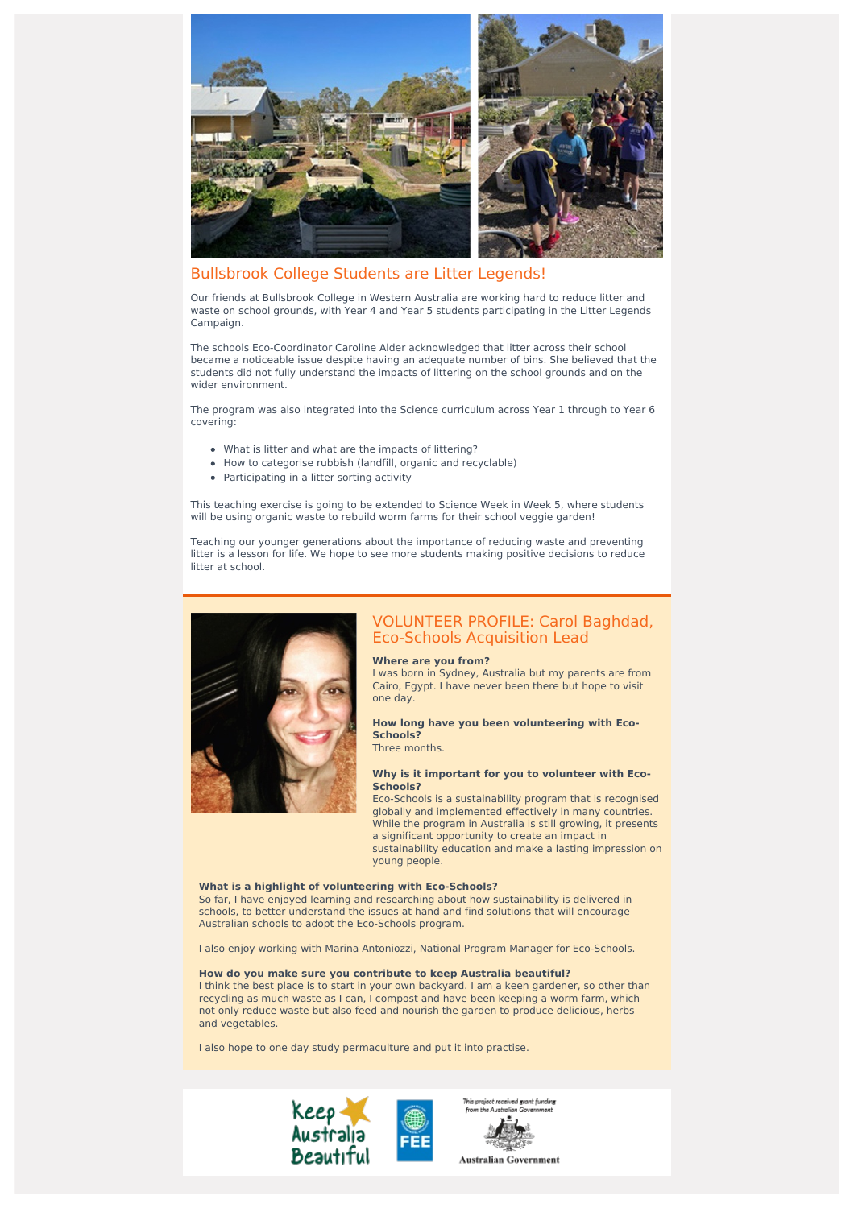## Bullsbrook College Students are Litter Legends!

Our friends at Bullsbrook College in Western Australia are working hard to reduce litter and waste on school grounds, with Year 4 and Year 5 students participating in the Litter Legends Campaign.

The schools Eco-Coordinator Caroline Alder acknowledged that litter across their school became a noticeable issue despite having an adequate number of bins. She believed that the students did not fully understand the impacts of littering on the school grounds and on the wider environment.

The program was also integrated into the Science curriculum across Year 1 through to Year 6 covering:

- What is litter and what are the impacts of littering?
- How to categorise rubbish (landfill, organic and recyclable)
- Participating in a litter sorting activity

This teaching exercise is going to be extended to Science Week in Week 5, where students will be using organic waste to rebuild worm farms for their school veggie garden!

Teaching our younger generations about the importance of reducing waste and preventing litter is a lesson for life. We hope to see more students making positive decisions to reduce litter at school.

## VOLUNTEER PROFILE: Carol Baghdad, Eco-Schools Acquisition Lead

**Where are you from?**
I was born in Sydney, Australia but my parents are from Cairo, Egypt. I have never been there but hope to visit one day.

**How long have you been volunteering with Eco-Schools?**
Three months.

**Why is it important for you to volunteer with Eco-Schools?**
Eco-Schools is a sustainability program that is recognised globally and implemented effectively in many countries. While the program in Australia is still growing, it presents a significant opportunity to create an impact in sustainability education and make a lasting impression on young people.

**What is a highlight of volunteering with Eco-Schools?**
So far, I have enjoyed learning and researching about how sustainability is delivered in schools, to better understand the issues at hand and find solutions that will encourage Australian schools to adopt the Eco-Schools program.

I also enjoy working with Marina Antoniozzi, National Program Manager for Eco-Schools.

**How do you make sure you contribute to keep Australia beautiful?**
I think the best place is to start in your own backyard. I am a keen gardener, so other than recycling as much waste as I can, I compost and have been keeping a worm farm, which not only reduce waste but also feed and nourish the garden to produce delicious, herbs and vegetables.

I also hope to one day study permaculture and put it into practise.

Keep Australia Beautiful | FEE | This project received grant funding from the Australian Government — Australian Government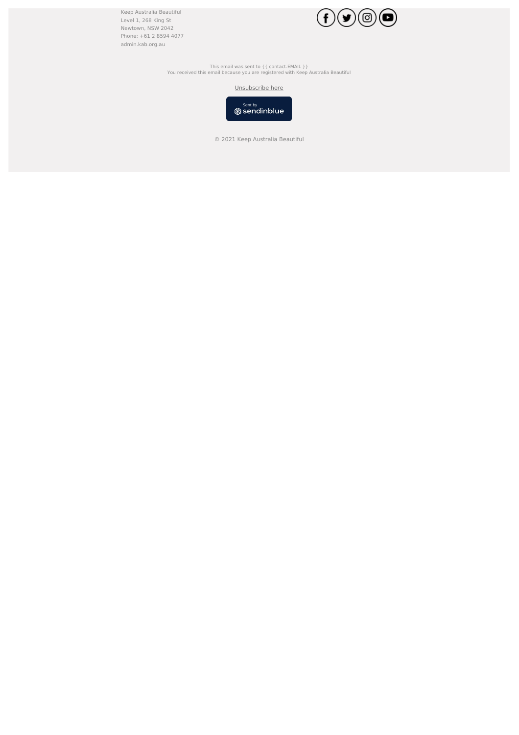Keep Australia Beautiful
Level 1, 268 King St
Newtown, NSW 2042
Phone: +61 2 8594 4077
admin.kab.org.au

This email was sent to {{ contact.EMAIL }}
You received this email because you are registered with Keep Australia Beautiful

Unsubscribe here

Sent by sendinblue

© 2021 Keep Australia Beautiful